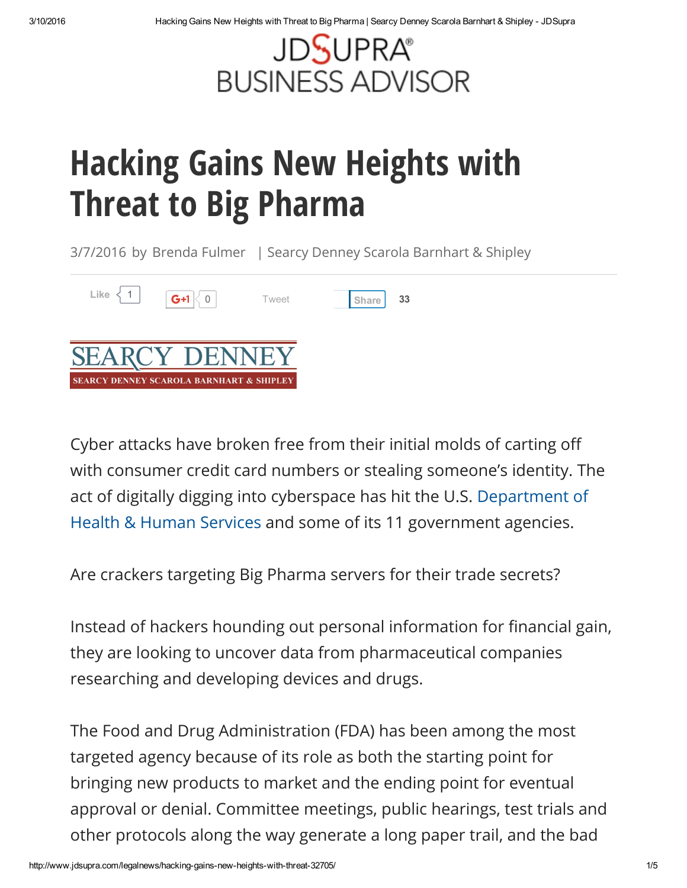JDSUPRA® BUSINESS ADVISOR

# Hacking Gains New Heights with Threat to Big Pharma

3/7/2016 by Brenda Fulmer | Searcy Denney Scarola Barnhart & Shipley

SEARCY DENNEY
SEARCY DENNEY SCAROLA BARNHART & SHIPLEY

Cyber attacks have broken free from their initial molds of carting off with consumer credit card numbers or stealing someone's identity. The act of digitally digging into cyberspace has hit the U.S. Department of Health & Human Services and some of its 11 government agencies.

Are crackers targeting Big Pharma servers for their trade secrets?

Instead of hackers hounding out personal information for financial gain, they are looking to uncover data from pharmaceutical companies researching and developing devices and drugs.

The Food and Drug Administration (FDA) has been among the most targeted agency because of its role as both the starting point for bringing new products to market and the ending point for eventual approval or denial. Committee meetings, public hearings, test trials and other protocols along the way generate a long paper trail, and the bad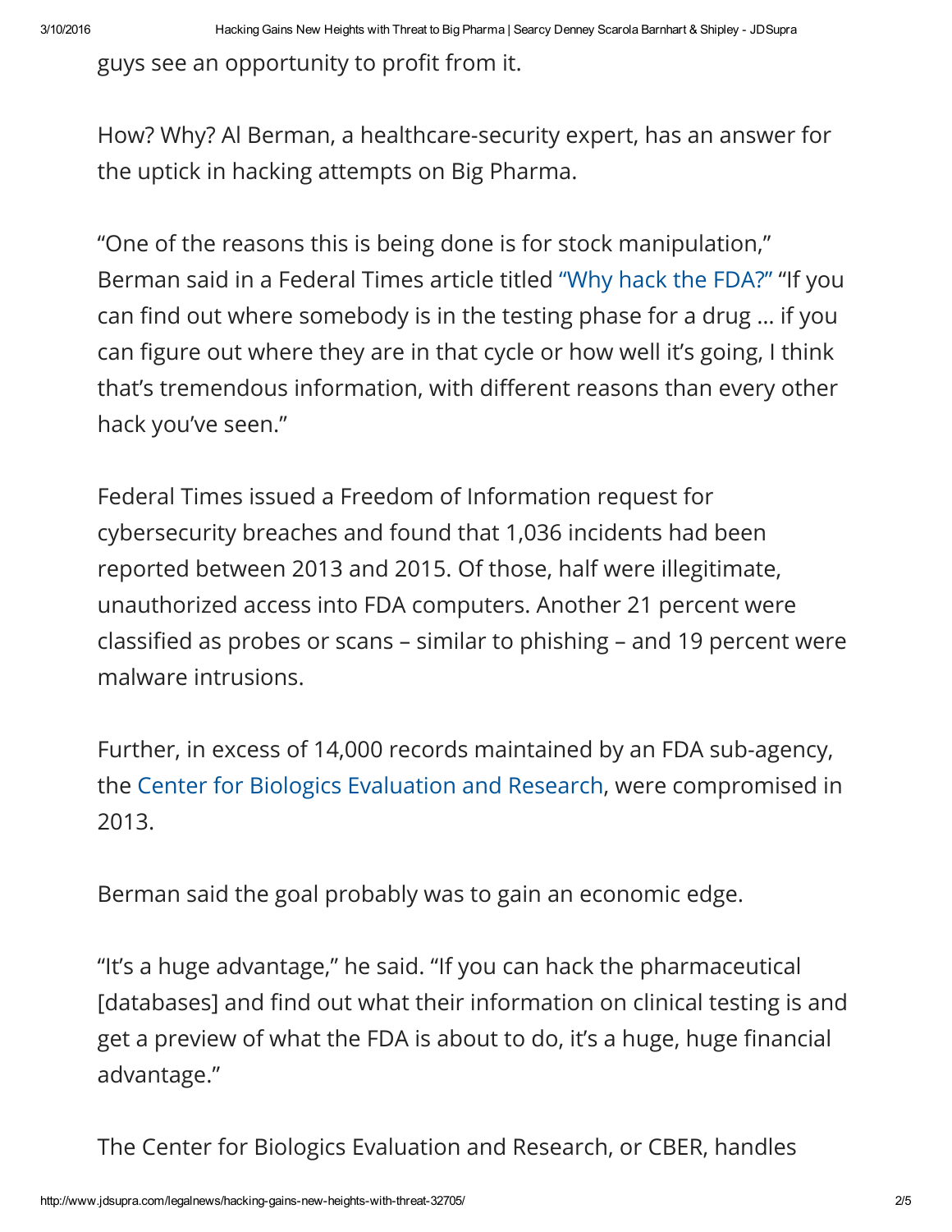guys see an opportunity to profit from it.

How? Why? Al Berman, a healthcare-security expert, has an answer for the uptick in hacking attempts on Big Pharma.

“One of the reasons this is being done is for stock manipulation,” Berman said in a Federal Times article titled “Why hack the FDA?” “If you can find out where somebody is in the testing phase for a drug … if you can figure out where they are in that cycle or how well it’s going, I think that’s tremendous information, with different reasons than every other hack you’ve seen.”

Federal Times issued a Freedom of Information request for cybersecurity breaches and found that 1,036 incidents had been reported between 2013 and 2015. Of those, half were illegitimate, unauthorized access into FDA computers. Another 21 percent were classified as probes or scans – similar to phishing – and 19 percent were malware intrusions.

Further, in excess of 14,000 records maintained by an FDA sub-agency, the Center for Biologics Evaluation and Research, were compromised in 2013.

Berman said the goal probably was to gain an economic edge.

“It’s a huge advantage,” he said. “If you can hack the pharmaceutical [databases] and find out what their information on clinical testing is and get a preview of what the FDA is about to do, it’s a huge, huge financial advantage.”

The Center for Biologics Evaluation and Research, or CBER, handles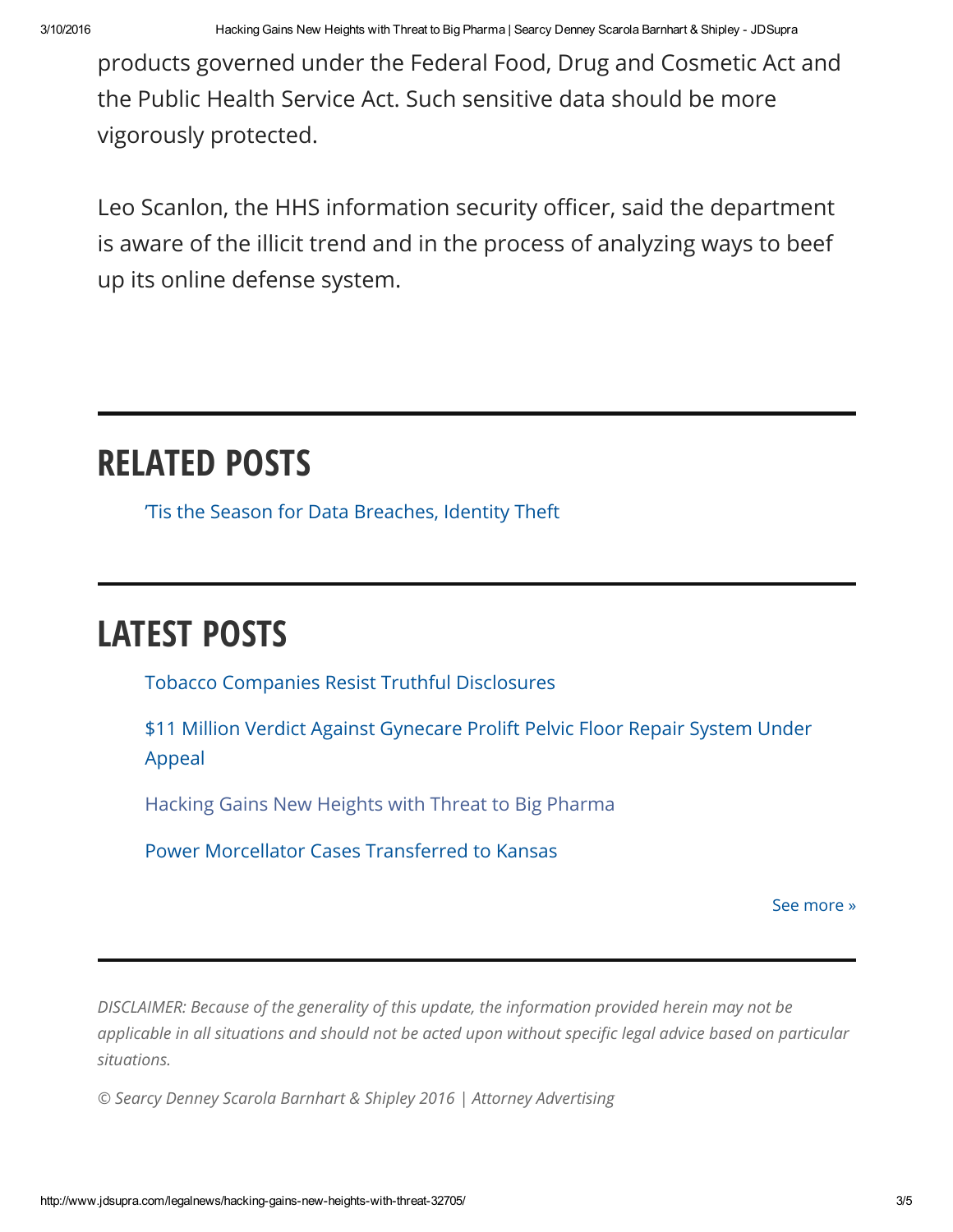products governed under the Federal Food, Drug and Cosmetic Act and the Public Health Service Act. Such sensitive data should be more vigorously protected.

Leo Scanlon, the HHS information security officer, said the department is aware of the illicit trend and in the process of analyzing ways to beef up its online defense system.

## RELATED POSTS

- 'Tis the Season for Data Breaches, Identity Theft

## LATEST POSTS

- Tobacco Companies Resist Truthful Disclosures
- $11 Million Verdict Against Gynecare Prolift Pelvic Floor Repair System Under Appeal
- Hacking Gains New Heights with Threat to Big Pharma
- Power Morcellator Cases Transferred to Kansas

See more »

*DISCLAIMER: Because of the generality of this update, the information provided herein may not be applicable in all situations and should not be acted upon without specific legal advice based on particular situations.*

*© Searcy Denney Scarola Barnhart & Shipley 2016 | Attorney Advertising*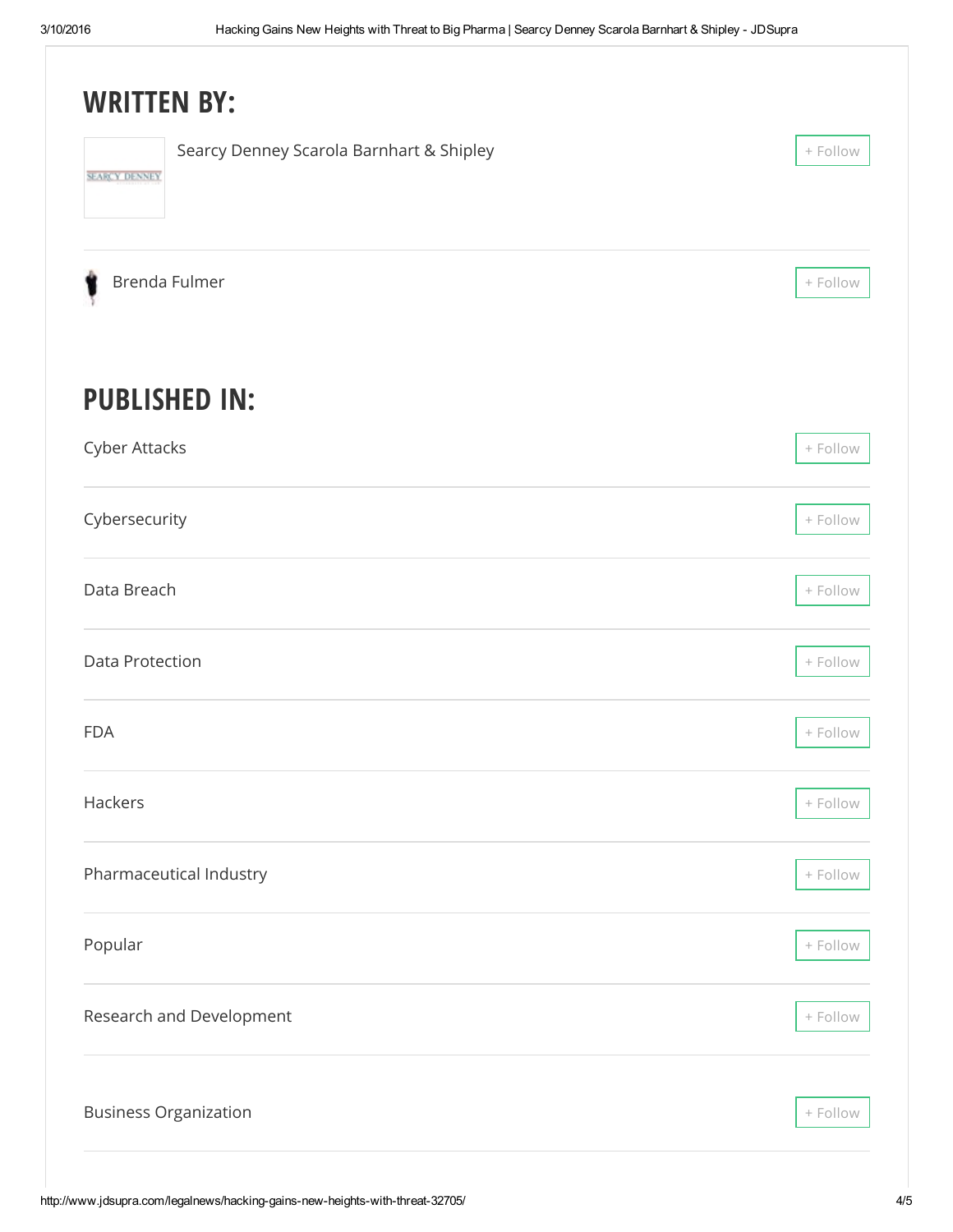## WRITTEN BY:

Searcy Denney Scarola Barnhart & Shipley

+ Follow

Brenda Fulmer

+ Follow

## PUBLISHED IN:

Cyber Attacks

+ Follow

Cybersecurity

+ Follow

Data Breach

+ Follow

Data Protection

+ Follow

FDA

+ Follow

Hackers

+ Follow

Pharmaceutical Industry

+ Follow

Popular

+ Follow

Research and Development

+ Follow

Business Organization

+ Follow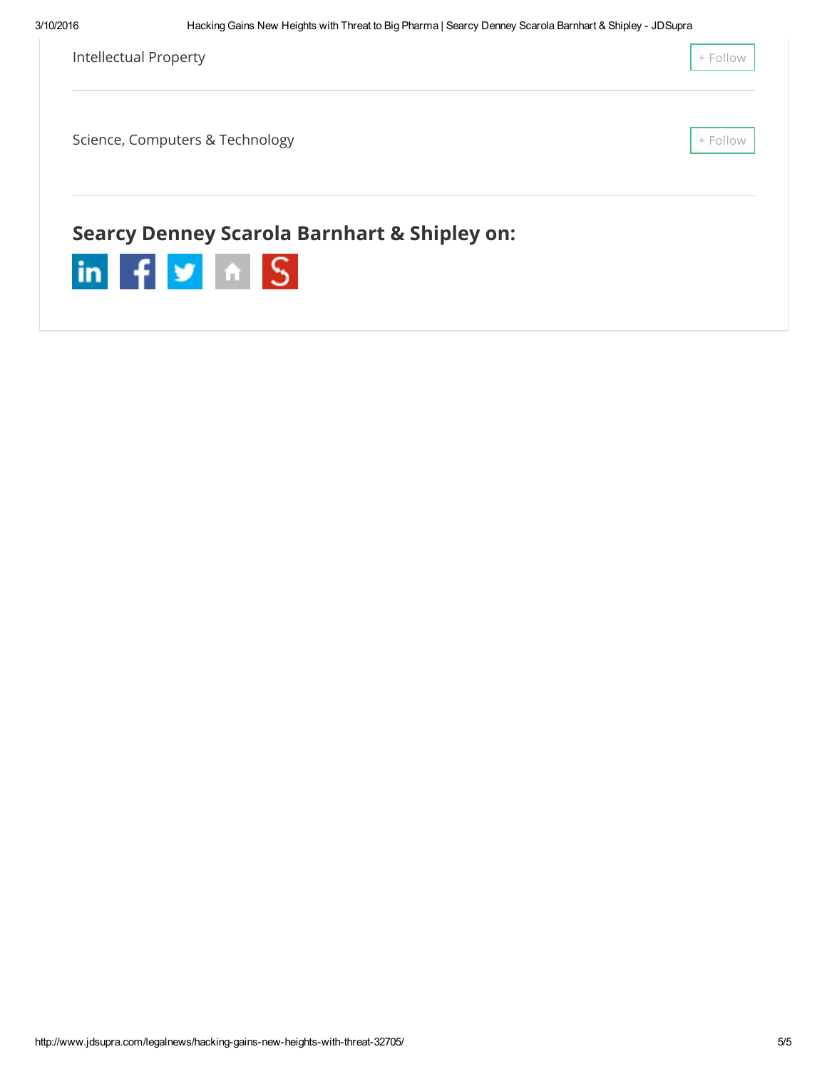Intellectual Property + Follow

Science, Computers & Technology + Follow

## Searcy Denney Scarola Barnhart & Shipley on: